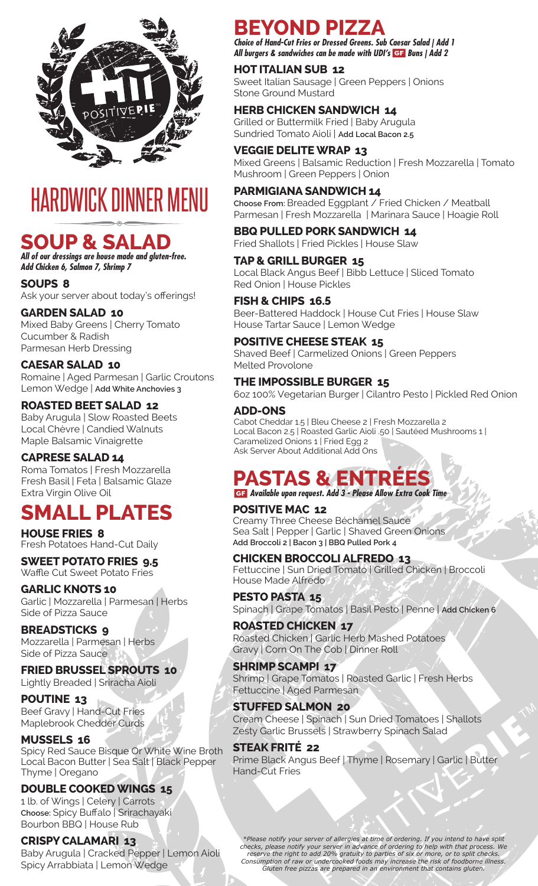POSITIVEPIE

# HARDWICK DINNER MENU

## SOUP & SALAD

***All of our dressings are house made and gluten-free. Add Chicken 6, Salmon 7, Shrimp 7***

**SOUPS 8**
Ask your server about today's offerings!

**GARDEN SALAD 10**
Mixed Baby Greens | Cherry Tomato
Cucumber & Radish
Parmesan Herb Dressing

**CAESAR SALAD 10**
Romaine | Aged Parmesan | Garlic Croutons
Lemon Wedge | **Add White Anchovies 3**

**ROASTED BEET SALAD 12**
Baby Arugula | Slow Roasted Beets
Local Chèvre | Candied Walnuts
Maple Balsamic Vinaigrette

**CAPRESE SALAD 14**
Roma Tomatos | Fresh Mozzarella
Fresh Basil | Feta | Balsamic Glaze
Extra Virgin Olive Oil

## SMALL PLATES

**HOUSE FRIES 8**
Fresh Potatoes Hand-Cut Daily

**SWEET POTATO FRIES 9.5**
Waffle Cut Sweet Potato Fries

**GARLIC KNOTS 10**
Garlic | Mozzarella | Parmesan | Herbs
Side of Pizza Sauce

**BREADSTICKS 9**
Mozzarella | Parmesan | Herbs
Side of Pizza Sauce

**FRIED BRUSSEL SPROUTS 10**
Lightly Breaded | Sriracha Aioli

**POUTINE 13**
Beef Gravy | Hand-Cut Fries
Maplebrook Chedder Curds

**MUSSELS 16**
Spicy Red Sauce Bisque Or White Wine Broth
Local Bacon Butter | Sea Salt | Black Pepper
Thyme | Oregano

**DOUBLE COOKED WINGS 15**
1 lb. of Wings | Celery | Carrots
**Choose:** Spicy Buffalo | Srirachayaki
Bourbon BBQ | House Rub

**CRISPY CALAMARI 13**
Baby Arugula | Cracked Pepper | Lemon Aioli
Spicy Arrabbiata | Lemon Wedge

## BEYOND PIZZA

***Choice of Hand-Cut Fries or Dressed Greens. Sub Caesar Salad | Add 1***
***All burgers & sandwiches can be made with UDI's GF Buns | Add 2***

**HOT ITALIAN SUB 12**
Sweet Italian Sausage | Green Peppers | Onions
Stone Ground Mustard

**HERB CHICKEN SANDWICH 14**
Grilled or Buttermilk Fried | Baby Arugula
Sundried Tomato Aioli | **Add Local Bacon 2.5**

**VEGGIE DELITE WRAP 13**
Mixed Greens | Balsamic Reduction | Fresh Mozzarella | Tomato
Mushroom | Green Peppers | Onion

**PARMIGIANA SANDWICH 14**
**Choose From:** Breaded Eggplant / Fried Chicken / Meatball
Parmesan | Fresh Mozzarella | Marinara Sauce | Hoagie Roll

**BBQ PULLED PORK SANDWICH 14**
Fried Shallots | Fried Pickles | House Slaw

**TAP & GRILL BURGER 15**
Local Black Angus Beef | Bibb Lettuce | Sliced Tomato
Red Onion | House Pickles

**FISH & CHIPS 16.5**
Beer-Battered Haddock | House Cut Fries | House Slaw
House Tartar Sauce | Lemon Wedge

**POSITIVE CHEESE STEAK 15**
Shaved Beef | Carmelized Onions | Green Peppers
Melted Provolone

**THE IMPOSSIBLE BURGER 15**
6oz 100% Vegetarian Burger | Cilantro Pesto | Pickled Red Onion

**ADD-ONS**
Cabot Cheddar 1.5 | Bleu Cheese 2 | Fresh Mozzarella 2
Local Bacon 2.5 | Roasted Garlic Aioli .50 | Sautéed Mushrooms 1 |
Caramelized Onions 1 | Fried Egg 2
Ask Server About Additional Add Ons

## PASTAS & ENTRÉES

***GF Available upon request. Add 3 - Please Allow Extra Cook Time***

**POSITIVE MAC 12**
Creamy Three Cheese Béchamel Sauce
Sea Salt | Pepper | Garlic | Shaved Green Onions
**Add Broccoli 2 | Bacon 3 | BBQ Pulled Pork 4**

**CHICKEN BROCCOLI ALFREDO 13**
Fettuccine | Sun Dried Tomato | Grilled Chicken | Broccoli
House Made Alfredo

**PESTO PASTA 15**
Spinach | Grape Tomatos | Basil Pesto | Penne | **Add Chicken 6**

**ROASTED CHICKEN 17**
Roasted Chicken | Garlic Herb Mashed Potatoes
Gravy | Corn On The Cob | Dinner Roll

**SHRIMP SCAMPI 17**
Shrimp | Grape Tomatos | Roasted Garlic | Fresh Herbs
Fettuccine | Aged Parmesan

**STUFFED SALMON 20**
Cream Cheese | Spinach | Sun Dried Tomatoes | Shallots
Zesty Garlic Brussels | Strawberry Spinach Salad

**STEAK FRITÉ 22**
Prime Black Angus Beef | Thyme | Rosemary | Garlic | Butter
Hand-Cut Fries

*\*Please notify your server of allergies at time of ordering. If you intend to have split checks, please notify your server in advance of ordering to help with that process. We reserve the right to add 20% gratuity to parties of six or more, or to split checks. Consumption of raw or undercooked foods may increase the risk of foodborne illness. Gluten free pizzas are prepared in an environment that contains gluten.*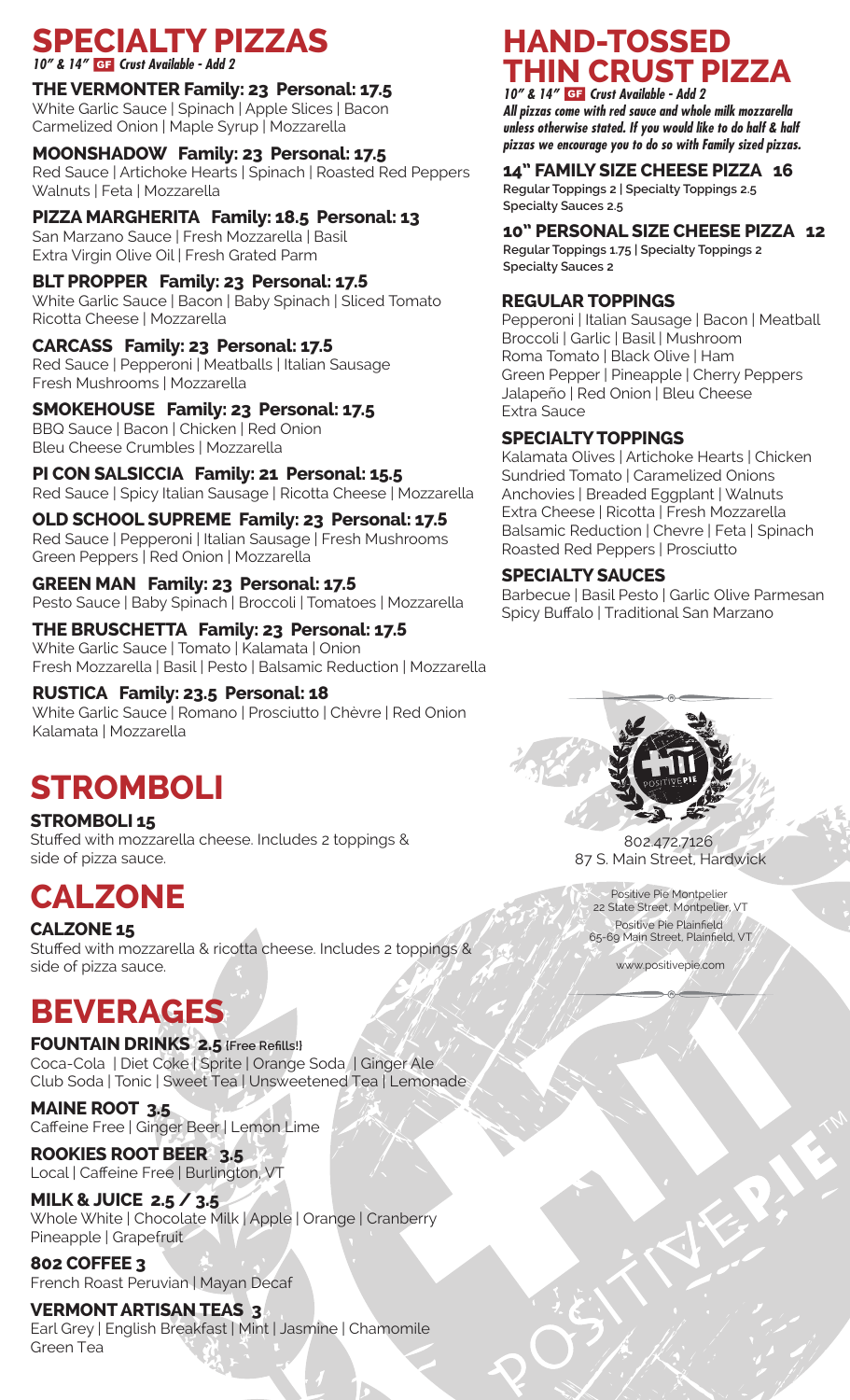# SPECIALTY PIZZAS

*10" & 14" GF Crust Available - Add 2*

**THE VERMONTER Family: 23 Personal: 17.5**
White Garlic Sauce | Spinach | Apple Slices | Bacon
Carmelized Onion | Maple Syrup | Mozzarella

**MOONSHADOW Family: 23 Personal: 17.5**
Red Sauce | Artichoke Hearts | Spinach | Roasted Red Peppers
Walnuts | Feta | Mozzarella

**PIZZA MARGHERITA Family: 18.5 Personal: 13**
San Marzano Sauce | Fresh Mozzarella | Basil
Extra Virgin Olive Oil | Fresh Grated Parm

**BLT PROPPER Family: 23 Personal: 17.5**
White Garlic Sauce | Bacon | Baby Spinach | Sliced Tomato
Ricotta Cheese | Mozzarella

**CARCASS Family: 23 Personal: 17.5**
Red Sauce | Pepperoni | Meatballs | Italian Sausage
Fresh Mushrooms | Mozzarella

**SMOKEHOUSE Family: 23 Personal: 17.5**
BBQ Sauce | Bacon | Chicken | Red Onion
Bleu Cheese Crumbles | Mozzarella

**PI CON SALSICCIA Family: 21 Personal: 15.5**
Red Sauce | Spicy Italian Sausage | Ricotta Cheese | Mozzarella

**OLD SCHOOL SUPREME Family: 23 Personal: 17.5**
Red Sauce | Pepperoni | Italian Sausage | Fresh Mushrooms
Green Peppers | Red Onion | Mozzarella

**GREEN MAN Family: 23 Personal: 17.5**
Pesto Sauce | Baby Spinach | Broccoli | Tomatoes | Mozzarella

**THE BRUSCHETTA Family: 23 Personal: 17.5**
White Garlic Sauce | Tomato | Kalamata | Onion
Fresh Mozzarella | Basil | Pesto | Balsamic Reduction | Mozzarella

**RUSTICA Family: 23.5 Personal: 18**
White Garlic Sauce | Romano | Prosciutto | Chèvre | Red Onion
Kalamata | Mozzarella

# STROMBOLI

**STROMBOLI 15**
Stuffed with mozzarella cheese. Includes 2 toppings & side of pizza sauce.

# CALZONE

**CALZONE 15**
Stuffed with mozzarella & ricotta cheese. Includes 2 toppings & side of pizza sauce.

# BEVERAGES

**FOUNTAIN DRINKS 2.5** (Free Refills!)
Coca-Cola | Diet Coke | Sprite | Orange Soda | Ginger Ale
Club Soda | Tonic | Sweet Tea | Unsweetened Tea | Lemonade

**MAINE ROOT 3.5**
Caffeine Free | Ginger Beer | Lemon Lime

**ROOKIES ROOT BEER 3.5**
Local | Caffeine Free | Burlington, VT

**MILK & JUICE 2.5 / 3.5**
Whole White | Chocolate Milk | Apple | Orange | Cranberry
Pineapple | Grapefruit

**802 COFFEE 3**
French Roast Peruvian | Mayan Decaf

**VERMONT ARTISAN TEAS 3**
Earl Grey | English Breakfast | Mint | Jasmine | Chamomile
Green Tea

# HAND-TOSSED THIN CRUST PIZZA

*10" & 14" GF Crust Available - Add 2*

*All pizzas come with red sauce and whole milk mozzarella unless otherwise stated. If you would like to do half & half pizzas we encourage you to do so with Family sized pizzas.*

**14" FAMILY SIZE CHEESE PIZZA 16**
Regular Toppings 2 | Specialty Toppings 2.5
Specialty Sauces 2.5

**10" PERSONAL SIZE CHEESE PIZZA 12**
Regular Toppings 1.75 | Specialty Toppings 2
Specialty Sauces 2

**REGULAR TOPPINGS**
Pepperoni | Italian Sausage | Bacon | Meatball
Broccoli | Garlic | Basil | Mushroom
Roma Tomato | Black Olive | Ham
Green Pepper | Pineapple | Cherry Peppers
Jalapeño | Red Onion | Bleu Cheese
Extra Sauce

**SPECIALTY TOPPINGS**
Kalamata Olives | Artichoke Hearts | Chicken
Sundried Tomato | Caramelized Onions
Anchovies | Breaded Eggplant | Walnuts
Extra Cheese | Ricotta | Fresh Mozzarella
Balsamic Reduction | Chevre | Feta | Spinach
Roasted Red Peppers | Prosciutto

**SPECIALTY SAUCES**
Barbecue | Basil Pesto | Garlic Olive Parmesan
Spicy Buffalo | Traditional San Marzano

802.472.7126
87 S. Main Street, Hardwick

Positive Pie Montpelier
22 State Street, Montpelier, VT
Positive Pie Plainfield
65-69 Main Street, Plainfield, VT

www.positivepie.com